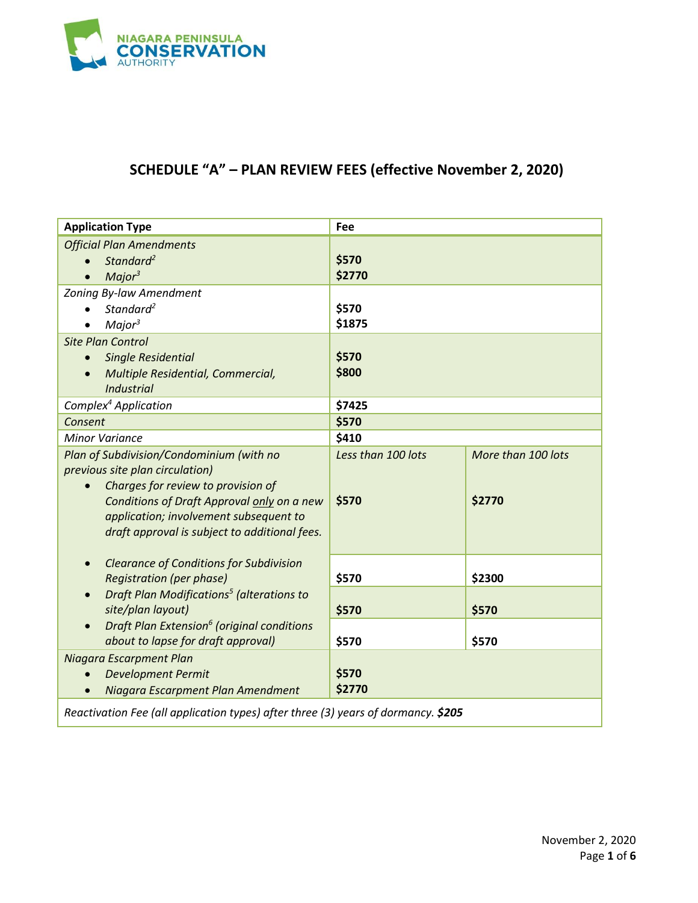NIAGARA PENINSULA CONSERVATION AUTHORITY

# SCHEDULE "A" – PLAN REVIEW FEES (effective November 2, 2020)

| **Application Type** | **Fee** | |
|---|---|---|
| *Official Plan Amendments* | | |
| • *Standard*[2] | **$570** | |
| • *Major*[3] | **$2770** | |
| *Zoning By-law Amendment* | | |
| • *Standard*[2] | **$570** | |
| • *Major*[3] | **$1875** | |
| *Site Plan Control* | | |
| • *Single Residential* | **$570** | |
| • *Multiple Residential, Commercial, Industrial* | **$800** | |
| *Complex*[4] *Application* | **$7425** | |
| *Consent* | **$570** | |
| *Minor Variance* | **$410** | |
| *Plan of Subdivision/Condominium (with no previous site plan circulation)* | *Less than 100 lots* | *More than 100 lots* |
| • *Charges for review to provision of Conditions of Draft Approval only on a new application; involvement subsequent to draft approval is subject to additional fees.* | **$570** | **$2770** |
| • *Clearance of Conditions for Subdivision Registration (per phase)* | **$570** | **$2300** |
| • *Draft Plan Modifications*[5] *(alterations to site/plan layout)* | **$570** | **$570** |
| • *Draft Plan Extension*[6] *(original conditions about to lapse for draft approval)* | **$570** | **$570** |
| *Niagara Escarpment Plan* | | |
| • *Development Permit* | **$570** | |
| • *Niagara Escarpment Plan Amendment* | **$2770** | |
| *Reactivation Fee (all application types) after three (3) years of dormancy.* ***$205*** | | |

November 2, 2020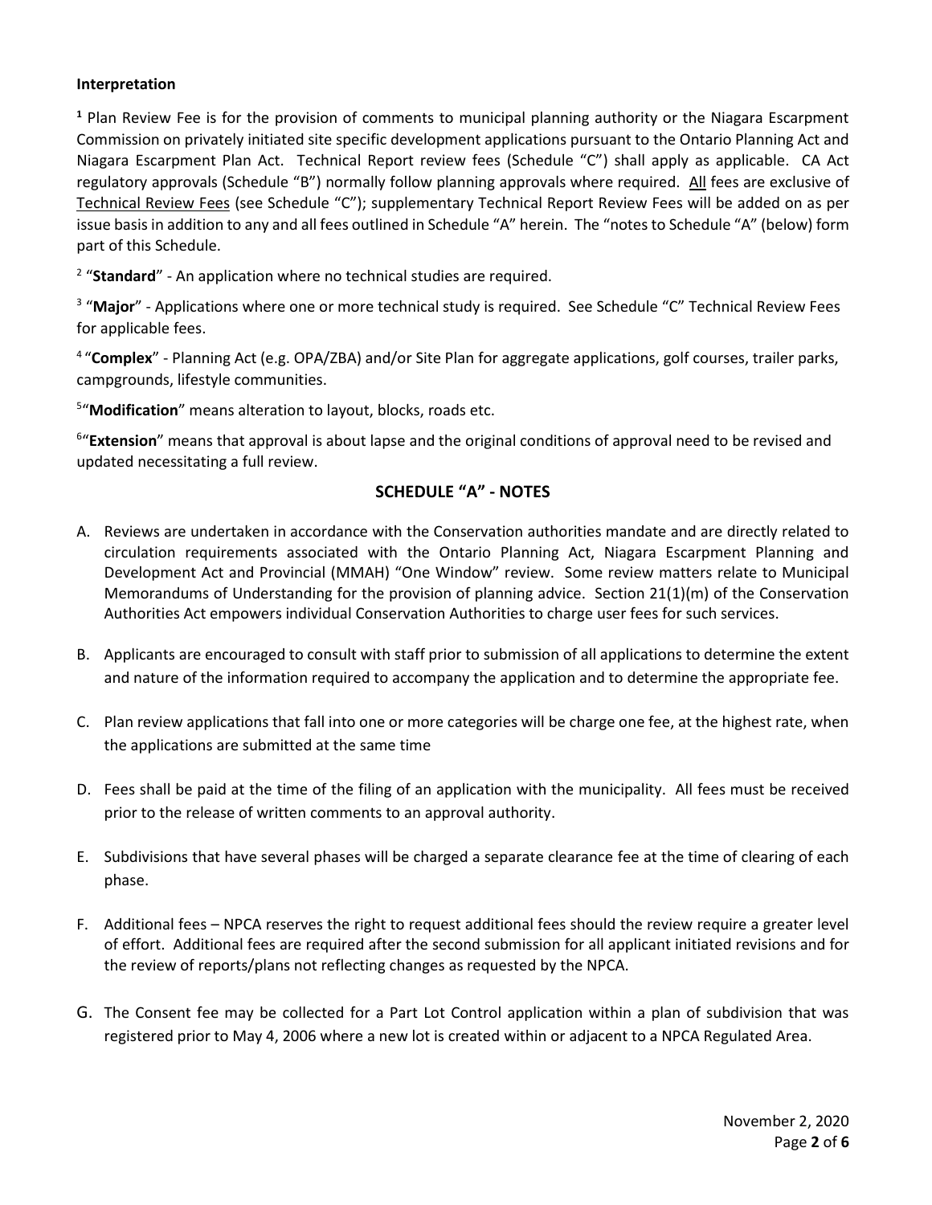**Interpretation**

[1] Plan Review Fee is for the provision of comments to municipal planning authority or the Niagara Escarpment Commission on privately initiated site specific development applications pursuant to the Ontario Planning Act and Niagara Escarpment Plan Act. Technical Report review fees (Schedule "C") shall apply as applicable. CA Act regulatory approvals (Schedule "B") normally follow planning approvals where required. All fees are exclusive of Technical Review Fees (see Schedule "C"); supplementary Technical Report Review Fees will be added on as per issue basis in addition to any and all fees outlined in Schedule "A" herein. The "notes to Schedule "A" (below) form part of this Schedule.

[2] "**Standard**" - An application where no technical studies are required.

[3] "**Major**" - Applications where one or more technical study is required. See Schedule "C" Technical Review Fees for applicable fees.

[4] "**Complex**" - Planning Act (e.g. OPA/ZBA) and/or Site Plan for aggregate applications, golf courses, trailer parks, campgrounds, lifestyle communities.

[5] "**Modification**" means alteration to layout, blocks, roads etc.

[6] "**Extension**" means that approval is about lapse and the original conditions of approval need to be revised and updated necessitating a full review.

## SCHEDULE "A" - NOTES

A. Reviews are undertaken in accordance with the Conservation authorities mandate and are directly related to circulation requirements associated with the Ontario Planning Act, Niagara Escarpment Planning and Development Act and Provincial (MMAH) "One Window" review. Some review matters relate to Municipal Memorandums of Understanding for the provision of planning advice. Section 21(1)(m) of the Conservation Authorities Act empowers individual Conservation Authorities to charge user fees for such services.

B. Applicants are encouraged to consult with staff prior to submission of all applications to determine the extent and nature of the information required to accompany the application and to determine the appropriate fee.

C. Plan review applications that fall into one or more categories will be charge one fee, at the highest rate, when the applications are submitted at the same time

D. Fees shall be paid at the time of the filing of an application with the municipality. All fees must be received prior to the release of written comments to an approval authority.

E. Subdivisions that have several phases will be charged a separate clearance fee at the time of clearing of each phase.

F. Additional fees – NPCA reserves the right to request additional fees should the review require a greater level of effort. Additional fees are required after the second submission for all applicant initiated revisions and for the review of reports/plans not reflecting changes as requested by the NPCA.

G. The Consent fee may be collected for a Part Lot Control application within a plan of subdivision that was registered prior to May 4, 2006 where a new lot is created within or adjacent to a NPCA Regulated Area.

November 2, 2020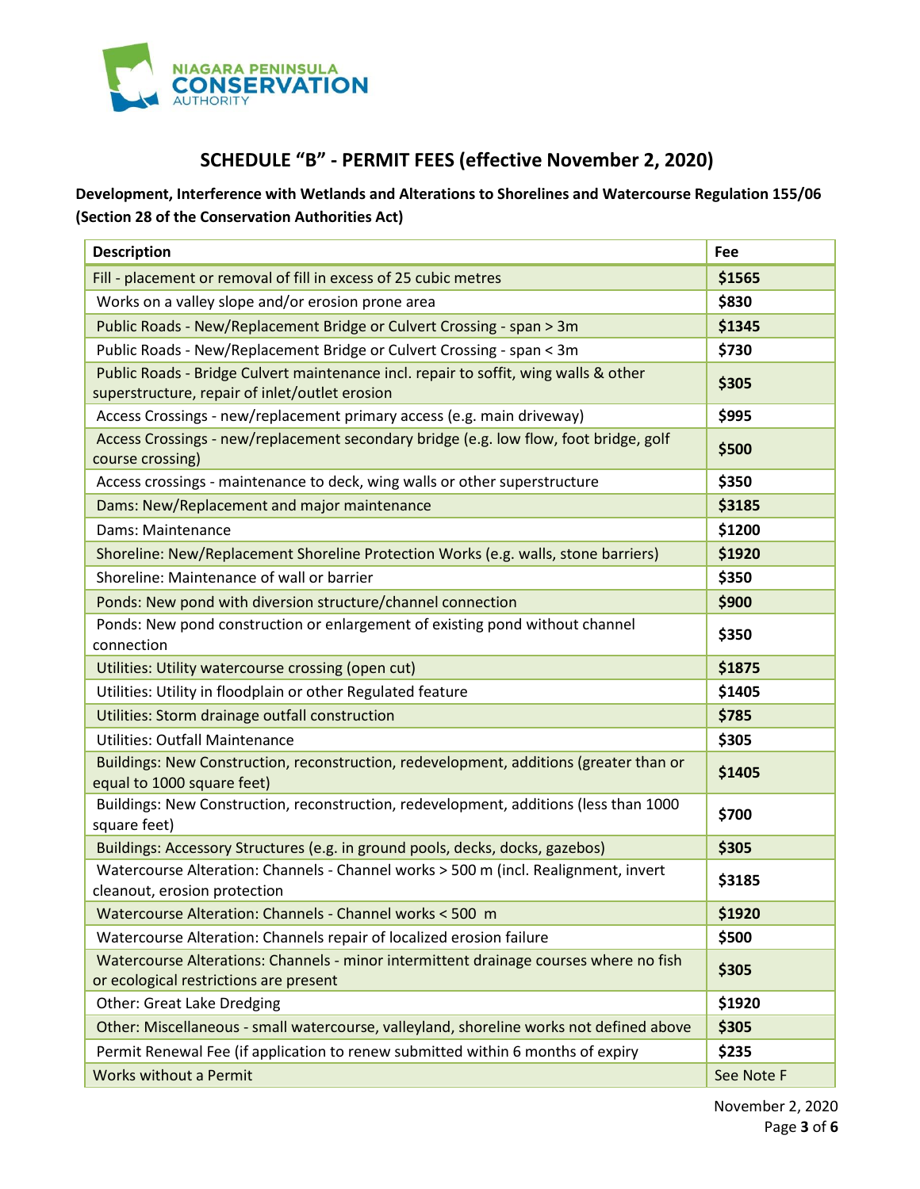# SCHEDULE "B" - PERMIT FEES (effective November 2, 2020)

**Development, Interference with Wetlands and Alterations to Shorelines and Watercourse Regulation 155/06 (Section 28 of the Conservation Authorities Act)**

| Description | Fee |
|---|---|
| Fill - placement or removal of fill in excess of 25 cubic metres | **$1565** |
| Works on a valley slope and/or erosion prone area | **$830** |
| Public Roads - New/Replacement Bridge or Culvert Crossing - span > 3m | **$1345** |
| Public Roads - New/Replacement Bridge or Culvert Crossing - span < 3m | **$730** |
| Public Roads - Bridge Culvert maintenance incl. repair to soffit, wing walls & other superstructure, repair of inlet/outlet erosion | **$305** |
| Access Crossings - new/replacement primary access (e.g. main driveway) | **$995** |
| Access Crossings - new/replacement secondary bridge (e.g. low flow, foot bridge, golf course crossing) | **$500** |
| Access crossings - maintenance to deck, wing walls or other superstructure | **$350** |
| Dams: New/Replacement and major maintenance | **$3185** |
| Dams: Maintenance | **$1200** |
| Shoreline: New/Replacement Shoreline Protection Works (e.g. walls, stone barriers) | **$1920** |
| Shoreline: Maintenance of wall or barrier | **$350** |
| Ponds: New pond with diversion structure/channel connection | **$900** |
| Ponds: New pond construction or enlargement of existing pond without channel connection | **$350** |
| Utilities: Utility watercourse crossing (open cut) | **$1875** |
| Utilities: Utility in floodplain or other Regulated feature | **$1405** |
| Utilities: Storm drainage outfall construction | **$785** |
| Utilities: Outfall Maintenance | **$305** |
| Buildings: New Construction, reconstruction, redevelopment, additions (greater than or equal to 1000 square feet) | **$1405** |
| Buildings: New Construction, reconstruction, redevelopment, additions (less than 1000 square feet) | **$700** |
| Buildings: Accessory Structures (e.g. in ground pools, decks, docks, gazebos) | **$305** |
| Watercourse Alteration: Channels - Channel works > 500 m (incl. Realignment, invert cleanout, erosion protection | **$3185** |
| Watercourse Alteration: Channels - Channel works < 500 m | **$1920** |
| Watercourse Alteration: Channels repair of localized erosion failure | **$500** |
| Watercourse Alterations: Channels - minor intermittent drainage courses where no fish or ecological restrictions are present | **$305** |
| Other: Great Lake Dredging | **$1920** |
| Other: Miscellaneous - small watercourse, valleyland, shoreline works not defined above | **$305** |
| Permit Renewal Fee (if application to renew submitted within 6 months of expiry | **$235** |
| Works without a Permit | See Note F |

November 2, 2020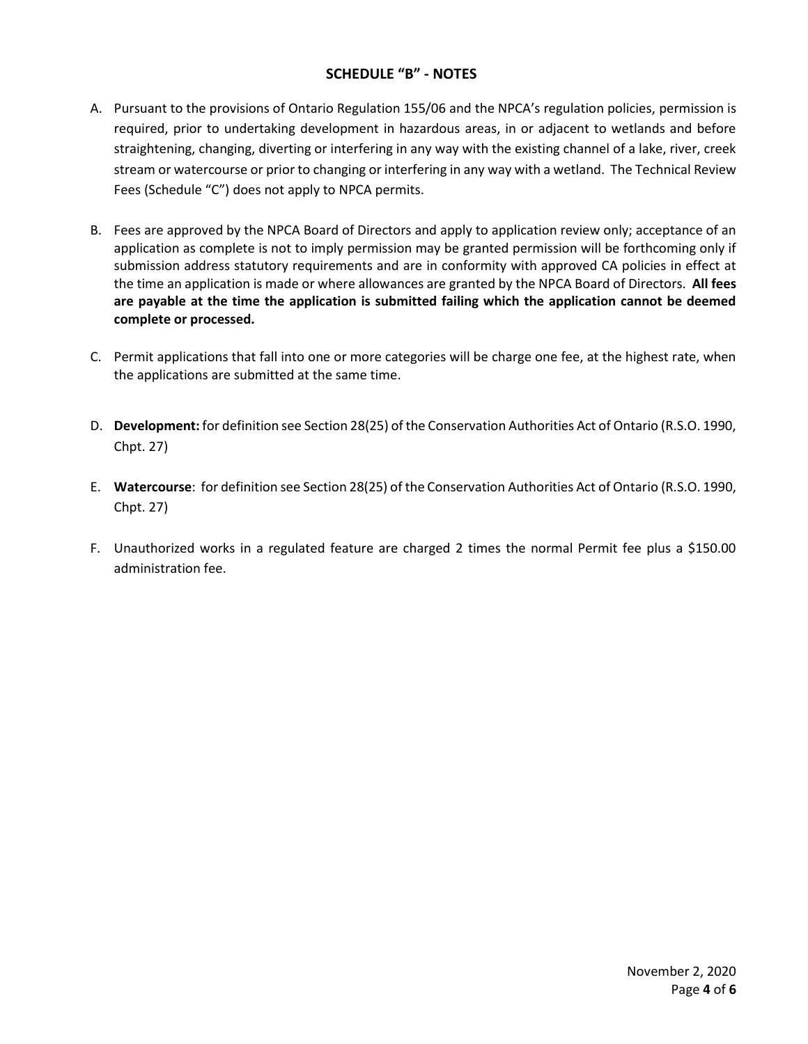## SCHEDULE "B" - NOTES

A. Pursuant to the provisions of Ontario Regulation 155/06 and the NPCA's regulation policies, permission is required, prior to undertaking development in hazardous areas, in or adjacent to wetlands and before straightening, changing, diverting or interfering in any way with the existing channel of a lake, river, creek stream or watercourse or prior to changing or interfering in any way with a wetland. The Technical Review Fees (Schedule "C") does not apply to NPCA permits.

B. Fees are approved by the NPCA Board of Directors and apply to application review only; acceptance of an application as complete is not to imply permission may be granted permission will be forthcoming only if submission address statutory requirements and are in conformity with approved CA policies in effect at the time an application is made or where allowances are granted by the NPCA Board of Directors. **All fees are payable at the time the application is submitted failing which the application cannot be deemed complete or processed.**

C. Permit applications that fall into one or more categories will be charge one fee, at the highest rate, when the applications are submitted at the same time.

D. **Development:** for definition see Section 28(25) of the Conservation Authorities Act of Ontario (R.S.O. 1990, Chpt. 27)

E. **Watercourse**: for definition see Section 28(25) of the Conservation Authorities Act of Ontario (R.S.O. 1990, Chpt. 27)

F. Unauthorized works in a regulated feature are charged 2 times the normal Permit fee plus a $150.00 administration fee.

November 2, 2020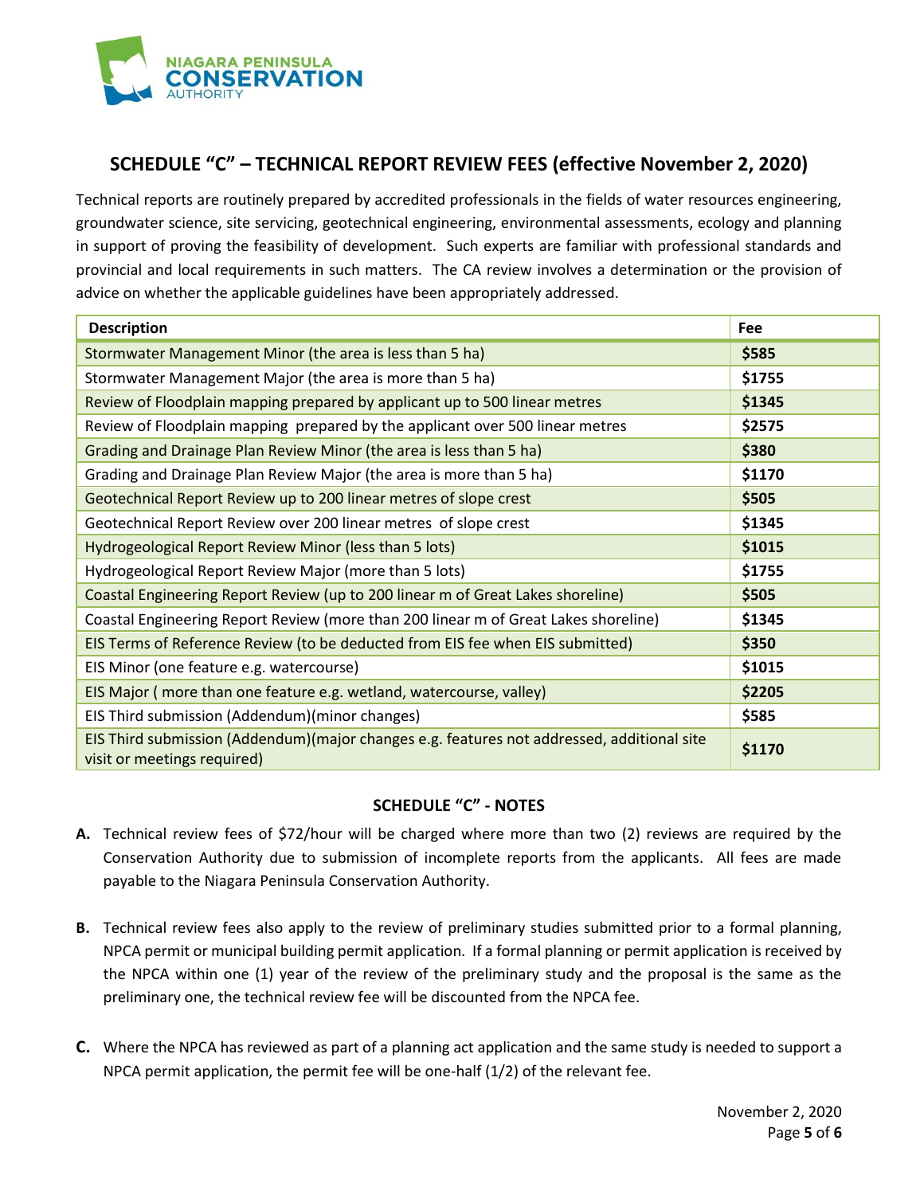## SCHEDULE "C" – TECHNICAL REPORT REVIEW FEES (effective November 2, 2020)

Technical reports are routinely prepared by accredited professionals in the fields of water resources engineering, groundwater science, site servicing, geotechnical engineering, environmental assessments, ecology and planning in support of proving the feasibility of development. Such experts are familiar with professional standards and provincial and local requirements in such matters. The CA review involves a determination or the provision of advice on whether the applicable guidelines have been appropriately addressed.

| Description | Fee |
|---|---|
| Stormwater Management Minor (the area is less than 5 ha) | **$585** |
| Stormwater Management Major (the area is more than 5 ha) | **$1755** |
| Review of Floodplain mapping prepared by applicant up to 500 linear metres | **$1345** |
| Review of Floodplain mapping prepared by the applicant over 500 linear metres | **$2575** |
| Grading and Drainage Plan Review Minor (the area is less than 5 ha) | **$380** |
| Grading and Drainage Plan Review Major (the area is more than 5 ha) | **$1170** |
| Geotechnical Report Review up to 200 linear metres of slope crest | **$505** |
| Geotechnical Report Review over 200 linear metres of slope crest | **$1345** |
| Hydrogeological Report Review Minor (less than 5 lots) | **$1015** |
| Hydrogeological Report Review Major (more than 5 lots) | **$1755** |
| Coastal Engineering Report Review (up to 200 linear m of Great Lakes shoreline) | **$505** |
| Coastal Engineering Report Review (more than 200 linear m of Great Lakes shoreline) | **$1345** |
| EIS Terms of Reference Review (to be deducted from EIS fee when EIS submitted) | **$350** |
| EIS Minor (one feature e.g. watercourse) | **$1015** |
| EIS Major ( more than one feature e.g. wetland, watercourse, valley) | **$2205** |
| EIS Third submission (Addendum)(minor changes) | **$585** |
| EIS Third submission (Addendum)(major changes e.g. features not addressed, additional site visit or meetings required) | **$1170** |

### SCHEDULE "C" - NOTES

**A.** Technical review fees of $72/hour will be charged where more than two (2) reviews are required by the Conservation Authority due to submission of incomplete reports from the applicants. All fees are made payable to the Niagara Peninsula Conservation Authority.

**B.** Technical review fees also apply to the review of preliminary studies submitted prior to a formal planning, NPCA permit or municipal building permit application. If a formal planning or permit application is received by the NPCA within one (1) year of the review of the preliminary study and the proposal is the same as the preliminary one, the technical review fee will be discounted from the NPCA fee.

**C.** Where the NPCA has reviewed as part of a planning act application and the same study is needed to support a NPCA permit application, the permit fee will be one-half (1/2) of the relevant fee.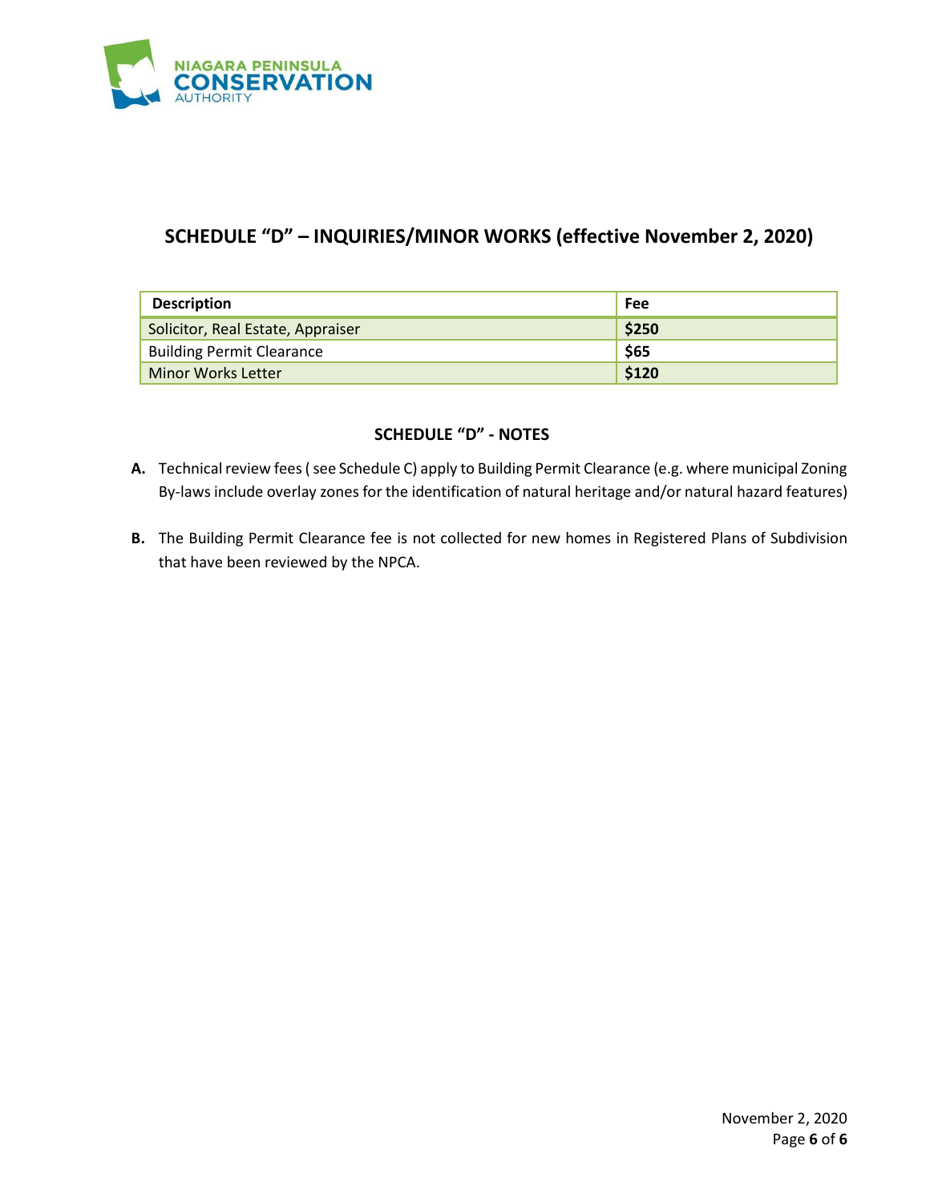## SCHEDULE "D" – INQUIRIES/MINOR WORKS (effective November 2, 2020)

| Description | Fee |
| --- | --- |
| Solicitor, Real Estate, Appraiser | **$250** |
| Building Permit Clearance | **$65** |
| Minor Works Letter | **$120** |

### SCHEDULE "D" - NOTES

**A.** Technical review fees ( see Schedule C) apply to Building Permit Clearance (e.g. where municipal Zoning By-laws include overlay zones for the identification of natural heritage and/or natural hazard features)

**B.** The Building Permit Clearance fee is not collected for new homes in Registered Plans of Subdivision that have been reviewed by the NPCA.

November 2, 2020